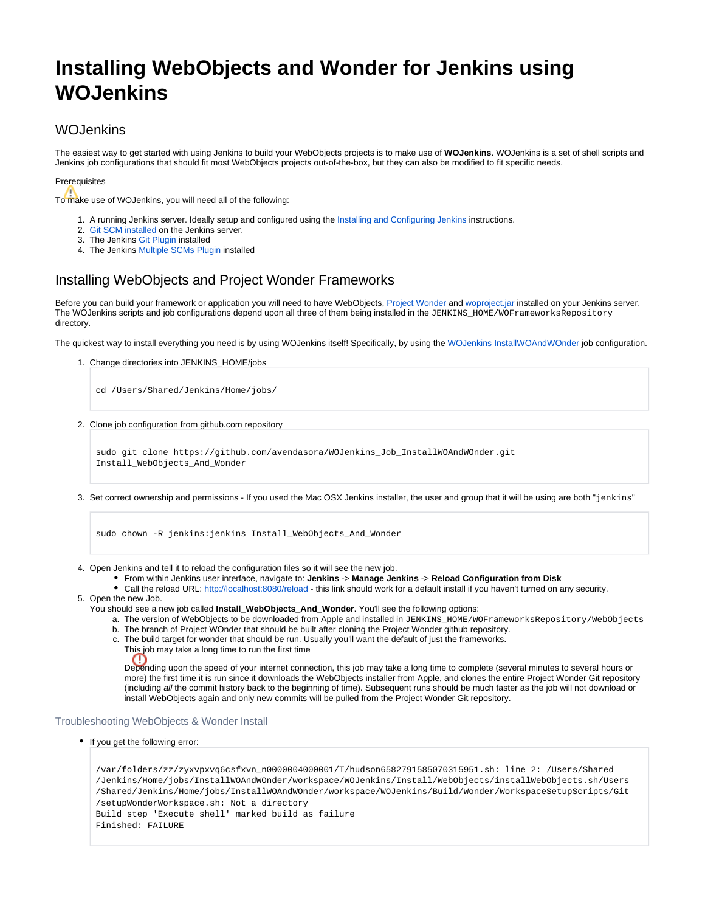# Installing WebObjects and Wonder for Jenkins using WOJenkins

## WOJenkins

The easiest way to get started with using Jenkins to build your WebObjects projects is to make use of **WOJenkins**. WOJenkins is a set of shell scripts and Jenkins job configurations that should fit most WebObjects projects out-of-the-box, but they can also be modified to fit specific needs.

Prerequisites

To make use of WOJenkins, you will need all of the following:

1. A running Jenkins server. Ideally setup and configured using the Installing and Configuring Jenkins instructions.
2. Git SCM installed on the Jenkins server.
3. The Jenkins Git Plugin installed
4. The Jenkins Multiple SCMs Plugin installed

## Installing WebObjects and Project Wonder Frameworks

Before you can build your framework or application you will need to have WebObjects, Project Wonder and woproject.jar installed on your Jenkins server. The WOJenkins scripts and job configurations depend upon all three of them being installed in the `JENKINS_HOME/WOFrameworksRepository` directory.

The quickest way to install everything you need is by using WOJenkins itself! Specifically, by using the WOJenkins InstallWOAndWOnder job configuration.

1. Change directories into JENKINS_HOME/jobs

```
cd /Users/Shared/Jenkins/Home/jobs/
```

2. Clone job configuration from github.com repository

```
sudo git clone https://github.com/avendasora/WOJenkins_Job_InstallWOAndWOnder.git
Install_WebObjects_And_Wonder
```

3. Set correct ownership and permissions - If you used the Mac OSX Jenkins installer, the user and group that it will be using are both "`jenkins`"

```
sudo chown -R jenkins:jenkins Install_WebObjects_And_Wonder
```

4. Open Jenkins and tell it to reload the configuration files so it will see the new job.
   - From within Jenkins user interface, navigate to: **Jenkins** -> **Manage Jenkins** -> **Reload Configuration from Disk**
   - Call the reload URL: http://localhost:8080/reload - this link should work for a default install if you haven't turned on any security.
5. Open the new Job.
   You should see a new job called **Install_WebObjects_And_Wonder**. You'll see the following options:
   a. The version of WebObjects to be downloaded from Apple and installed in `JENKINS_HOME/WOFrameworksRepository/WebObjects`
   b. The branch of Project WOnder that should be built after cloning the Project Wonder github repository.
   c. The build target for wonder that should be run. Usually you'll want the default of just the frameworks.
   This job may take a long time to run the first time

   Depending upon the speed of your internet connection, this job may take a long time to complete (several minutes to several hours or more) the first time it is run since it downloads the WebObjects installer from Apple, and clones the entire Project Wonder Git repository (including *all* the commit history back to the beginning of time). Subsequent runs should be much faster as the job will not download or install WebObjects again and only new commits will be pulled from the Project Wonder Git repository.

### Troubleshooting WebObjects & Wonder Install

- If you get the following error:

```
/var/folders/zz/zyxvpxvq6csfxvn_n0000004000001/T/hudson6582791585070315951.sh: line 2: /Users/Shared
/Jenkins/Home/jobs/InstallWOAndWOnder/workspace/WOJenkins/Install/WebObjects/installWebObjects.sh/Users
/Shared/Jenkins/Home/jobs/InstallWOAndWOnder/workspace/WOJenkins/Build/Wonder/WorkspaceSetupScripts/Git
/setupWonderWorkspace.sh: Not a directory
Build step 'Execute shell' marked build as failure
Finished: FAILURE
```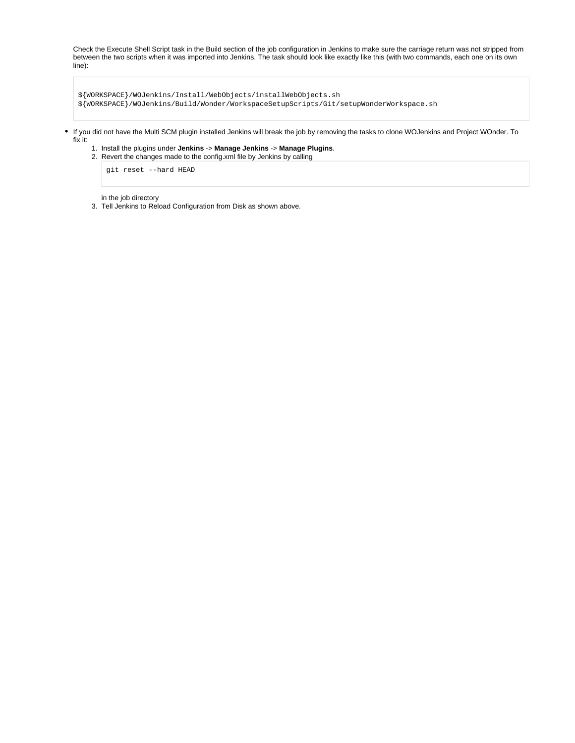Check the Execute Shell Script task in the Build section of the job configuration in Jenkins to make sure the carriage return was not stripped from between the two scripts when it was imported into Jenkins. The task should look like exactly like this (with two commands, each one on its own line):

```
${WORKSPACE}/WOJenkins/Install/WebObjects/installWebObjects.sh
${WORKSPACE}/WOJenkins/Build/Wonder/WorkspaceSetupScripts/Git/setupWonderWorkspace.sh
```

- If you did not have the Multi SCM plugin installed Jenkins will break the job by removing the tasks to clone WOJenkins and Project WOnder. To fix it:
  1. Install the plugins under **Jenkins** -> **Manage Jenkins** -> **Manage Plugins**.
  2. Revert the changes made to the config.xml file by Jenkins by calling

     ```
     git reset --hard HEAD
     ```

     in the job directory
  3. Tell Jenkins to Reload Configuration from Disk as shown above.